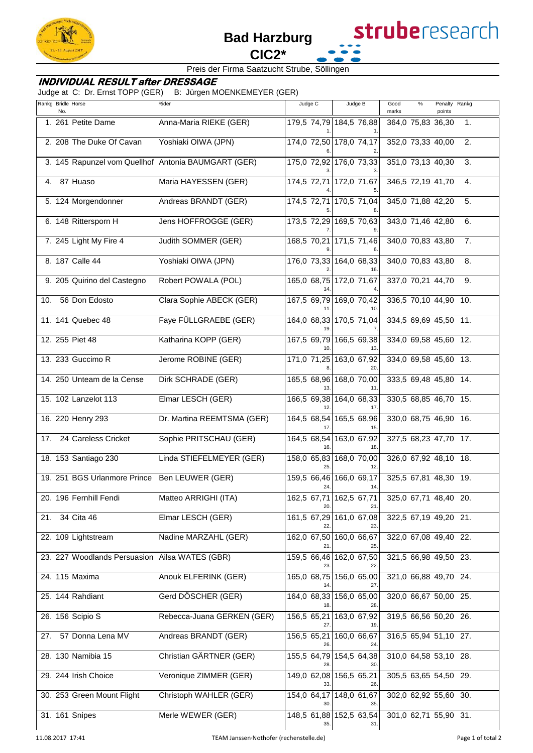# Bad Harzburg

## CIC2*

Preis der Firma Saatzucht Strube, Söllingen

### INDIVIDUAL RESULT after DRESSAGE

Judge at C: Dr. Ernst TOPP (GER) B: Jürgen MOENKEMEYER (GER)

| Rankg | Bridle No. | Horse | Rider | Judge C | % | Rk C | Judge B | % | Rk B | Good marks | % | Penalty points | Rankg |
|---|---|---|---|---|---|---|---|---|---|---|---|---|---|
| 1. | 261 | Petite Dame | Anna-Maria RIEKE (GER) | 179,5 | 74,79 | 1. | 184,5 | 76,88 | 1. | 364,0 | 75,83 | 36,30 | 1. |
| 2. | 208 | The Duke Of Cavan | Yoshiaki OIWA (JPN) | 174,0 | 72,50 | 6. | 178,0 | 74,17 | 2. | 352,0 | 73,33 | 40,00 | 2. |
| 3. | 145 | Rapunzel vom Quellhof | Antonia BAUMGART (GER) | 175,0 | 72,92 | 3. | 176,0 | 73,33 | 3. | 351,0 | 73,13 | 40,30 | 3. |
| 4. | 87 | Huaso | Maria HAYESSEN (GER) | 174,5 | 72,71 | 4. | 172,0 | 71,67 | 5. | 346,5 | 72,19 | 41,70 | 4. |
| 5. | 124 | Morgendonner | Andreas BRANDT (GER) | 174,5 | 72,71 | 5. | 170,5 | 71,04 | 8. | 345,0 | 71,88 | 42,20 | 5. |
| 6. | 148 | Rittersporn H | Jens HOFFROGGE (GER) | 173,5 | 72,29 | 7. | 169,5 | 70,63 | 9. | 343,0 | 71,46 | 42,80 | 6. |
| 7. | 245 | Light My Fire 4 | Judith SOMMER (GER) | 168,5 | 70,21 | 9. | 171,5 | 71,46 | 6. | 340,0 | 70,83 | 43,80 | 7. |
| 8. | 187 | Calle 44 | Yoshiaki OIWA (JPN) | 176,0 | 73,33 | 2. | 164,0 | 68,33 | 16. | 340,0 | 70,83 | 43,80 | 8. |
| 9. | 205 | Quirino del Castegno | Robert POWALA (POL) | 165,0 | 68,75 | 14. | 172,0 | 71,67 | 4. | 337,0 | 70,21 | 44,70 | 9. |
| 10. | 56 | Don Edosto | Clara Sophie ABECK (GER) | 167,5 | 69,79 | 11. | 169,0 | 70,42 | 10. | 336,5 | 70,10 | 44,90 | 10. |
| 11. | 141 | Quebec 48 | Faye FÜLLGRAEBE (GER) | 164,0 | 68,33 | 19. | 170,5 | 71,04 | 7. | 334,5 | 69,69 | 45,50 | 11. |
| 12. | 255 | Piet 48 | Katharina KOPP (GER) | 167,5 | 69,79 | 10. | 166,5 | 69,38 | 13. | 334,0 | 69,58 | 45,60 | 12. |
| 13. | 233 | Guccimo R | Jerome ROBINE (GER) | 171,0 | 71,25 | 8. | 163,0 | 67,92 | 20. | 334,0 | 69,58 | 45,60 | 13. |
| 14. | 250 | Unteam de la Cense | Dirk SCHRADE (GER) | 165,5 | 68,96 | 13. | 168,0 | 70,00 | 11. | 333,5 | 69,48 | 45,80 | 14. |
| 15. | 102 | Lanzelot 113 | Elmar LESCH (GER) | 166,5 | 69,38 | 12. | 164,0 | 68,33 | 17. | 330,5 | 68,85 | 46,70 | 15. |
| 16. | 220 | Henry 293 | Dr. Martina REEMTSMA (GER) | 164,5 | 68,54 | 17. | 165,5 | 68,96 | 15. | 330,0 | 68,75 | 46,90 | 16. |
| 17. | 24 | Careless Cricket | Sophie PRITSCHAU (GER) | 164,5 | 68,54 | 16. | 163,0 | 67,92 | 18. | 327,5 | 68,23 | 47,70 | 17. |
| 18. | 153 | Santiago 230 | Linda STIEFELMEYER (GER) | 158,0 | 65,83 | 25. | 168,0 | 70,00 | 12. | 326,0 | 67,92 | 48,10 | 18. |
| 19. | 251 | BGS Urlanmore Prince | Ben LEUWER (GER) | 159,5 | 66,46 | 24. | 166,0 | 69,17 | 14. | 325,5 | 67,81 | 48,30 | 19. |
| 20. | 196 | Fernhill Fendi | Matteo ARRIGHI (ITA) | 162,5 | 67,71 | 20. | 162,5 | 67,71 | 21. | 325,0 | 67,71 | 48,40 | 20. |
| 21. | 34 | Cita 46 | Elmar LESCH (GER) | 161,5 | 67,29 | 22. | 161,0 | 67,08 | 23. | 322,5 | 67,19 | 49,20 | 21. |
| 22. | 109 | Lightstream | Nadine MARZAHL (GER) | 162,0 | 67,50 | 21. | 160,0 | 66,67 | 25. | 322,0 | 67,08 | 49,40 | 22. |
| 23. | 227 | Woodlands Persuasion | Ailsa WATES (GBR) | 159,5 | 66,46 | 23. | 162,0 | 67,50 | 22. | 321,5 | 66,98 | 49,50 | 23. |
| 24. | 115 | Maxima | Anouk ELFERINK (GER) | 165,0 | 68,75 | 14. | 156,0 | 65,00 | 27. | 321,0 | 66,88 | 49,70 | 24. |
| 25. | 144 | Rahdiant | Gerd DÖSCHER (GER) | 164,0 | 68,33 | 18. | 156,0 | 65,00 | 28. | 320,0 | 66,67 | 50,00 | 25. |
| 26. | 156 | Scipio S | Rebecca-Juana GERKEN (GER) | 156,5 | 65,21 | 27. | 163,0 | 67,92 | 19. | 319,5 | 66,56 | 50,20 | 26. |
| 27. | 57 | Donna Lena MV | Andreas BRANDT (GER) | 156,5 | 65,21 | 26. | 160,0 | 66,67 | 24. | 316,5 | 65,94 | 51,10 | 27. |
| 28. | 130 | Namibia 15 | Christian GÄRTNER (GER) | 155,5 | 64,79 | 28. | 154,5 | 64,38 | 30. | 310,0 | 64,58 | 53,10 | 28. |
| 29. | 244 | Irish Choice | Veronique ZIMMER (GER) | 149,0 | 62,08 | 33. | 156,5 | 65,21 | 26. | 305,5 | 63,65 | 54,50 | 29. |
| 30. | 253 | Green Mount Flight | Christoph WAHLER (GER) | 154,0 | 64,17 | 30. | 148,0 | 61,67 | 35. | 302,0 | 62,92 | 55,60 | 30. |
| 31. | 161 | Snipes | Merle WEWER (GER) | 148,5 | 61,88 | 35. | 152,5 | 63,54 | 31. | 301,0 | 62,71 | 55,90 | 31. |

11.08.2017 17:41 TEAM Janssen-Nothofer (rechenstelle.de)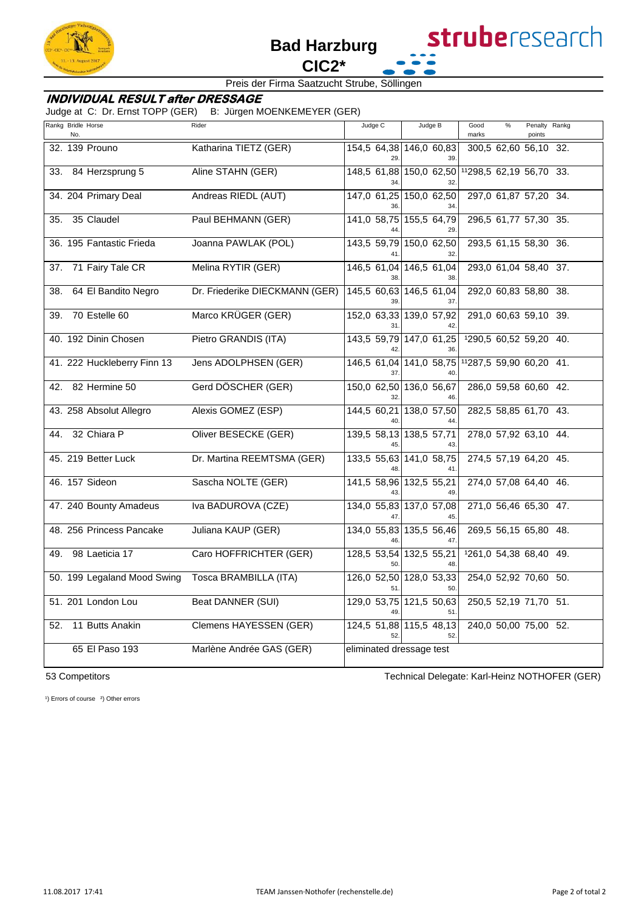# Bad Harzburg

**CIC2***

Preis der Firma Saatzucht Strube, Söllingen

## *INDIVIDUAL RESULT after DRESSAGE*

Judge at C: Dr. Ernst TOPP (GER)   B: Jürgen MOENKEMEYER (GER)

| Rankg | Bridle No. | Horse | Rider | Judge C | % | Judge B | % | Good marks | % | Penalty points | Rankg |
|---|---|---|---|---|---|---|---|---|---|---|---|
| 32. | 139 | Prouno | Katharina TIETZ (GER) | 154,5 | 64,38 (29.) | 146,0 | 60,83 (39.) | 300,5 | 62,60 | 56,10 | 32. |
| 33. | 84 | Herzsprung 5 | Aline STAHN (GER) | 148,5 | 61,88 (34.) | 150,0 | 62,50 (32.) | ¹¹298,5 | 62,19 | 56,70 | 33. |
| 34. | 204 | Primary Deal | Andreas RIEDL (AUT) | 147,0 | 61,25 (36.) | 150,0 | 62,50 (34.) | 297,0 | 61,87 | 57,20 | 34. |
| 35. | 35 | Claudel | Paul BEHMANN (GER) | 141,0 | 58,75 (44.) | 155,5 | 64,79 (29.) | 296,5 | 61,77 | 57,30 | 35. |
| 36. | 195 | Fantastic Frieda | Joanna PAWLAK (POL) | 143,5 | 59,79 (41.) | 150,0 | 62,50 (32.) | 293,5 | 61,15 | 58,30 | 36. |
| 37. | 71 | Fairy Tale CR | Melina RYTIR (GER) | 146,5 | 61,04 (38.) | 146,5 | 61,04 (38.) | 293,0 | 61,04 | 58,40 | 37. |
| 38. | 64 | El Bandito Negro | Dr. Friederike DIECKMANN (GER) | 145,5 | 60,63 (39.) | 146,5 | 61,04 (37.) | 292,0 | 60,83 | 58,80 | 38. |
| 39. | 70 | Estelle 60 | Marco KRÜGER (GER) | 152,0 | 63,33 (31.) | 139,0 | 57,92 (42.) | 291,0 | 60,63 | 59,10 | 39. |
| 40. | 192 | Dinin Chosen | Pietro GRANDIS (ITA) | 143,5 | 59,79 (42.) | 147,0 | 61,25 (36.) | ¹290,5 | 60,52 | 59,20 | 40. |
| 41. | 222 | Huckleberry Finn 13 | Jens ADOLPHSEN (GER) | 146,5 | 61,04 (37.) | 141,0 | 58,75 (40.) | ¹¹287,5 | 59,90 | 60,20 | 41. |
| 42. | 82 | Hermine 50 | Gerd DÖSCHER (GER) | 150,0 | 62,50 (32.) | 136,0 | 56,67 (46.) | 286,0 | 59,58 | 60,60 | 42. |
| 43. | 258 | Absolut Allegro | Alexis GOMEZ (ESP) | 144,5 | 60,21 (40.) | 138,0 | 57,50 (44.) | 282,5 | 58,85 | 61,70 | 43. |
| 44. | 32 | Chiara P | Oliver BESECKE (GER) | 139,5 | 58,13 (45.) | 138,5 | 57,71 (43.) | 278,0 | 57,92 | 63,10 | 44. |
| 45. | 219 | Better Luck | Dr. Martina REEMTSMA (GER) | 133,5 | 55,63 (48.) | 141,0 | 58,75 (41.) | 274,5 | 57,19 | 64,20 | 45. |
| 46. | 157 | Sideon | Sascha NOLTE (GER) | 141,5 | 58,96 (43.) | 132,5 | 55,21 (49.) | 274,0 | 57,08 | 64,40 | 46. |
| 47. | 240 | Bounty Amadeus | Iva BADUROVA (CZE) | 134,0 | 55,83 (47.) | 137,0 | 57,08 (45.) | 271,0 | 56,46 | 65,30 | 47. |
| 48. | 256 | Princess Pancake | Juliana KAUP (GER) | 134,0 | 55,83 (46.) | 135,5 | 56,46 (47.) | 269,5 | 56,15 | 65,80 | 48. |
| 49. | 98 | Laeticia 17 | Caro HOFFRICHTER (GER) | 128,5 | 53,54 (50.) | 132,5 | 55,21 (48.) | ¹261,0 | 54,38 | 68,40 | 49. |
| 50. | 199 | Legaland Mood Swing | Tosca BRAMBILLA (ITA) | 126,0 | 52,50 (51.) | 128,0 | 53,33 (50.) | 254,0 | 52,92 | 70,60 | 50. |
| 51. | 201 | London Lou | Beat DANNER (SUI) | 129,0 | 53,75 (49.) | 121,5 | 50,63 (51.) | 250,5 | 52,19 | 71,70 | 51. |
| 52. | 11 | Butts Anakin | Clemens HAYESSEN (GER) | 124,5 | 51,88 (52.) | 115,5 | 48,13 (52.) | 240,0 | 50,00 | 75,00 | 52. |
| | 65 | El Paso 193 | Marlène Andrée GAS (GER) | eliminated dressage test | | | | | | | |

53 Competitors

Technical Delegate: Karl-Heinz NOTHOFER (GER)

¹) Errors of course  ²) Other errors

11.08.2017 17:41

TEAM Janssen-Nothofer (rechenstelle.de)